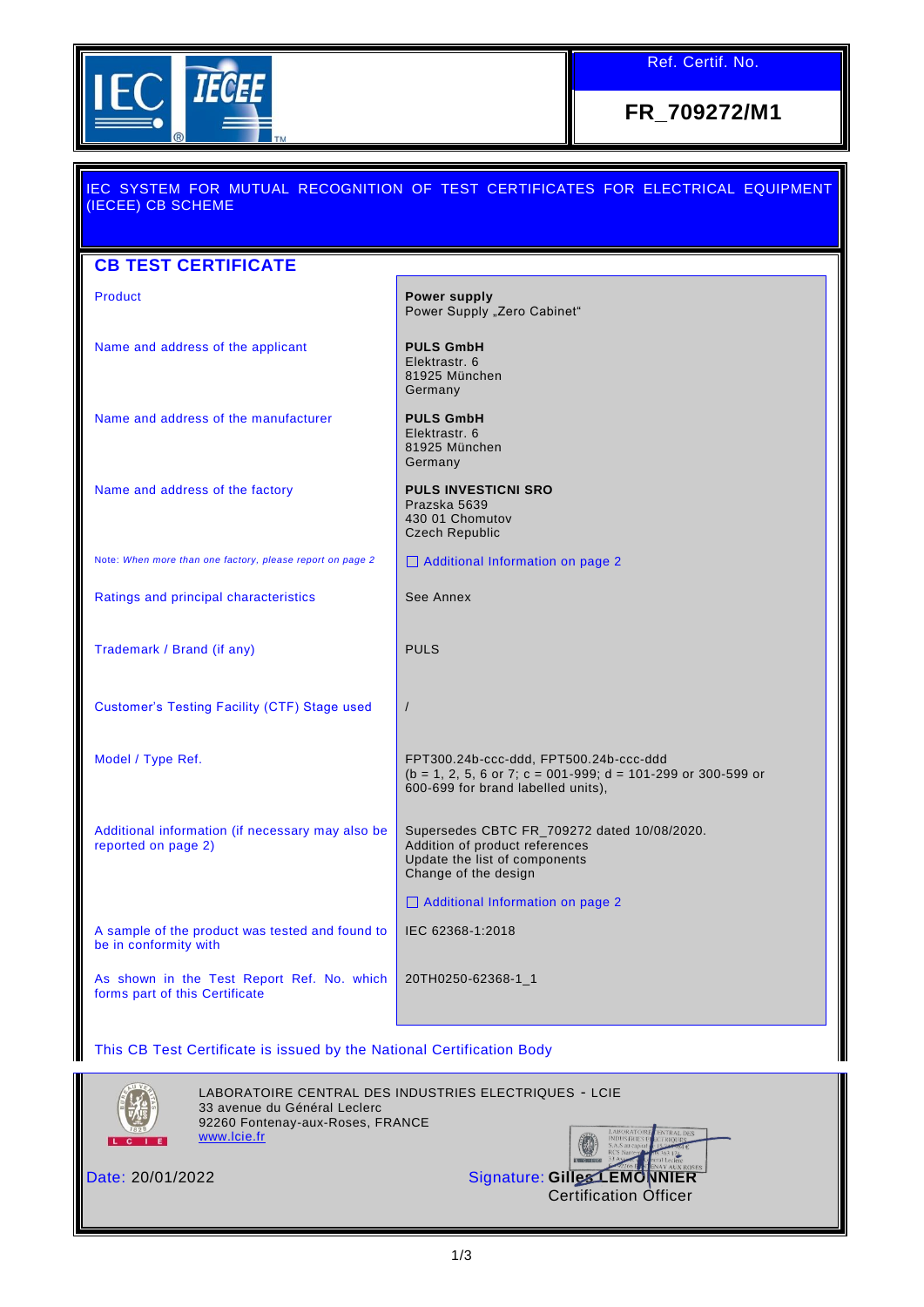IEC IECEE

| Ref. Certif. No. |
| --- |
| **FR_709272/M1** |

IEC SYSTEM FOR MUTUAL RECOGNITION OF TEST CERTIFICATES FOR ELECTRICAL EQUIPMENT (IECEE) CB SCHEME

## CB TEST CERTIFICATE

| | |
| --- | --- |
| Product | **Power supply**<br>Power Supply „Zero Cabinet“ |
| Name and address of the applicant | **PULS GmbH**<br>Elektrastr. 6<br>81925 München<br>Germany |
| Name and address of the manufacturer | **PULS GmbH**<br>Elektrastr. 6<br>81925 München<br>Germany |
| Name and address of the factory | **PULS INVESTICNI SRO**<br>Prazska 5639<br>430 01 Chomutov<br>Czech Republic |
| Note: *When more than one factory, please report on page 2* | ☐ Additional Information on page 2 |
| Ratings and principal characteristics | See Annex |
| Trademark / Brand (if any) | PULS |
| Customer's Testing Facility (CTF) Stage used | / |
| Model / Type Ref. | FPT300.24b-ccc-ddd, FPT500.24b-ccc-ddd<br>(b = 1, 2, 5, 6 or 7; c = 001-999; d = 101-299 or 300-599 or 600-699 for brand labelled units), |
| Additional information (if necessary may also be reported on page 2) | Supersedes CBTC FR_709272 dated 10/08/2020.<br>Addition of product references<br>Update the list of components<br>Change of the design<br><br>☐ Additional Information on page 2 |
| A sample of the product was tested and found to be in conformity with | IEC 62368-1:2018 |
| As shown in the Test Report Ref. No. which forms part of this Certificate | 20TH0250-62368-1_1 |

This CB Test Certificate is issued by the National Certification Body

LABORATOIRE CENTRAL DES INDUSTRIES ELECTRIQUES - LCIE
33 avenue du Général Leclerc
92260 Fontenay-aux-Roses, FRANCE
www.lcie.fr

Date: 20/01/2022

Signature: **Gilles LEMONNIER**
Certification Officer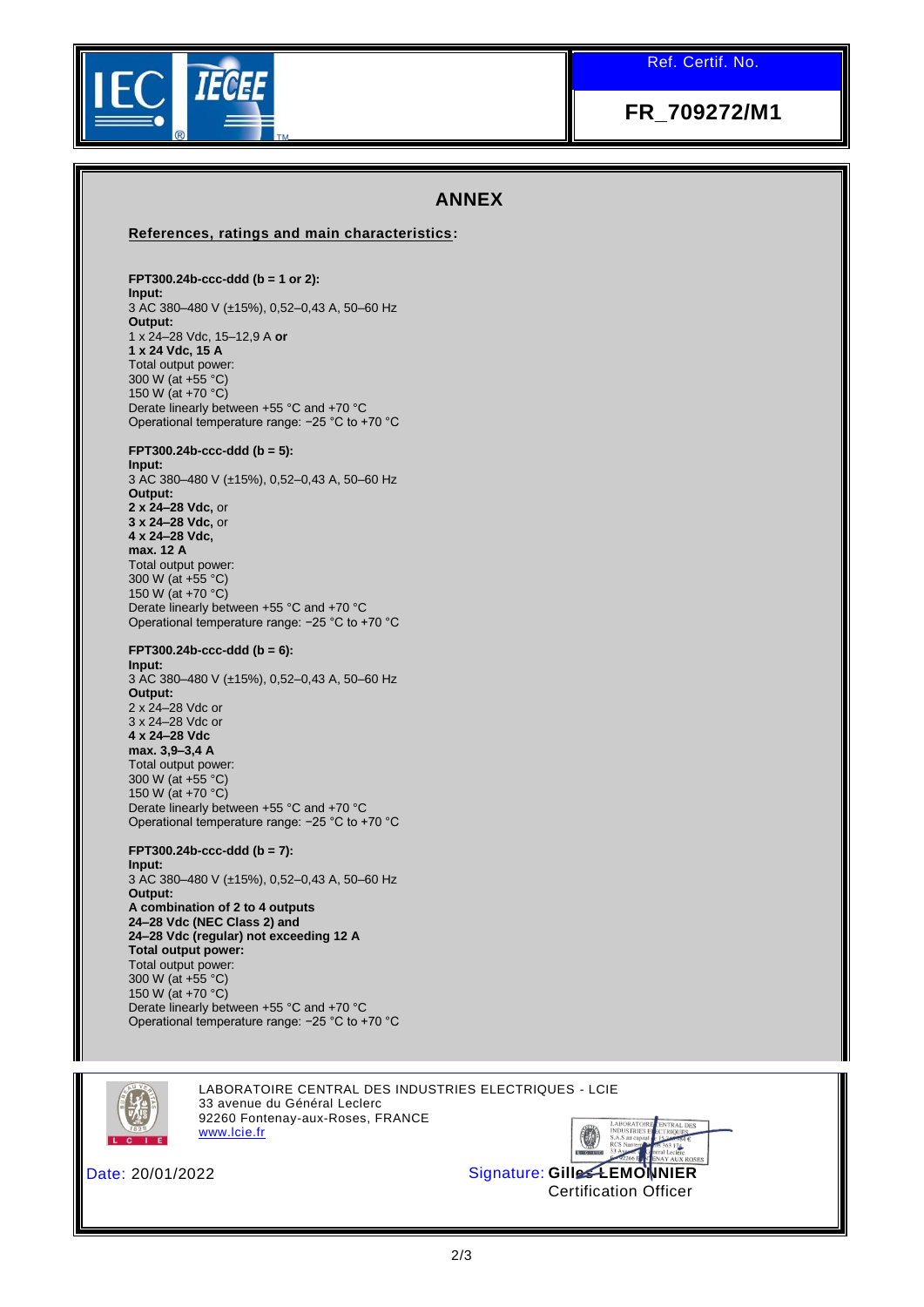Ref. Certif. No.

**FR_709272/M1**

## ANNEX

**References, ratings and main characteristics:**

**FPT300.24b-ccc-ddd (b = 1 or 2):**
**Input:**
3 AC 380–480 V (±15%), 0,52–0,43 A, 50–60 Hz
**Output:**
1 x 24–28 Vdc, 15–12,9 A **or**
**1 x 24 Vdc, 15 A**
Total output power:
300 W (at +55 °C)
150 W (at +70 °C)
Derate linearly between +55 °C and +70 °C
Operational temperature range: −25 °C to +70 °C

**FPT300.24b-ccc-ddd (b = 5):**
**Input:**
3 AC 380–480 V (±15%), 0,52–0,43 A, 50–60 Hz
**Output:**
**2 x 24–28 Vdc,** or
**3 x 24–28 Vdc,** or
**4 x 24–28 Vdc,**
**max. 12 A**
Total output power:
300 W (at +55 °C)
150 W (at +70 °C)
Derate linearly between +55 °C and +70 °C
Operational temperature range: −25 °C to +70 °C

**FPT300.24b-ccc-ddd (b = 6):**
**Input:**
3 AC 380–480 V (±15%), 0,52–0,43 A, 50–60 Hz
**Output:**
2 x 24–28 Vdc or
3 x 24–28 Vdc or
**4 x 24–28 Vdc**
**max. 3,9–3,4 A**
Total output power:
300 W (at +55 °C)
150 W (at +70 °C)
Derate linearly between +55 °C and +70 °C
Operational temperature range: −25 °C to +70 °C

**FPT300.24b-ccc-ddd (b = 7):**
**Input:**
3 AC 380–480 V (±15%), 0,52–0,43 A, 50–60 Hz
**Output:**
**A combination of 2 to 4 outputs**
**24–28 Vdc (NEC Class 2) and**
**24–28 Vdc (regular) not exceeding 12 A**
**Total output power:**
Total output power:
300 W (at +55 °C)
150 W (at +70 °C)
Derate linearly between +55 °C and +70 °C
Operational temperature range: −25 °C to +70 °C

LABORATOIRE CENTRAL DES INDUSTRIES ELECTRIQUES - LCIE
33 avenue du Général Leclerc
92260 Fontenay-aux-Roses, FRANCE
www.lcie.fr

Date: 20/01/2022

Signature: **Gilles LEMONNIER**
Certification Officer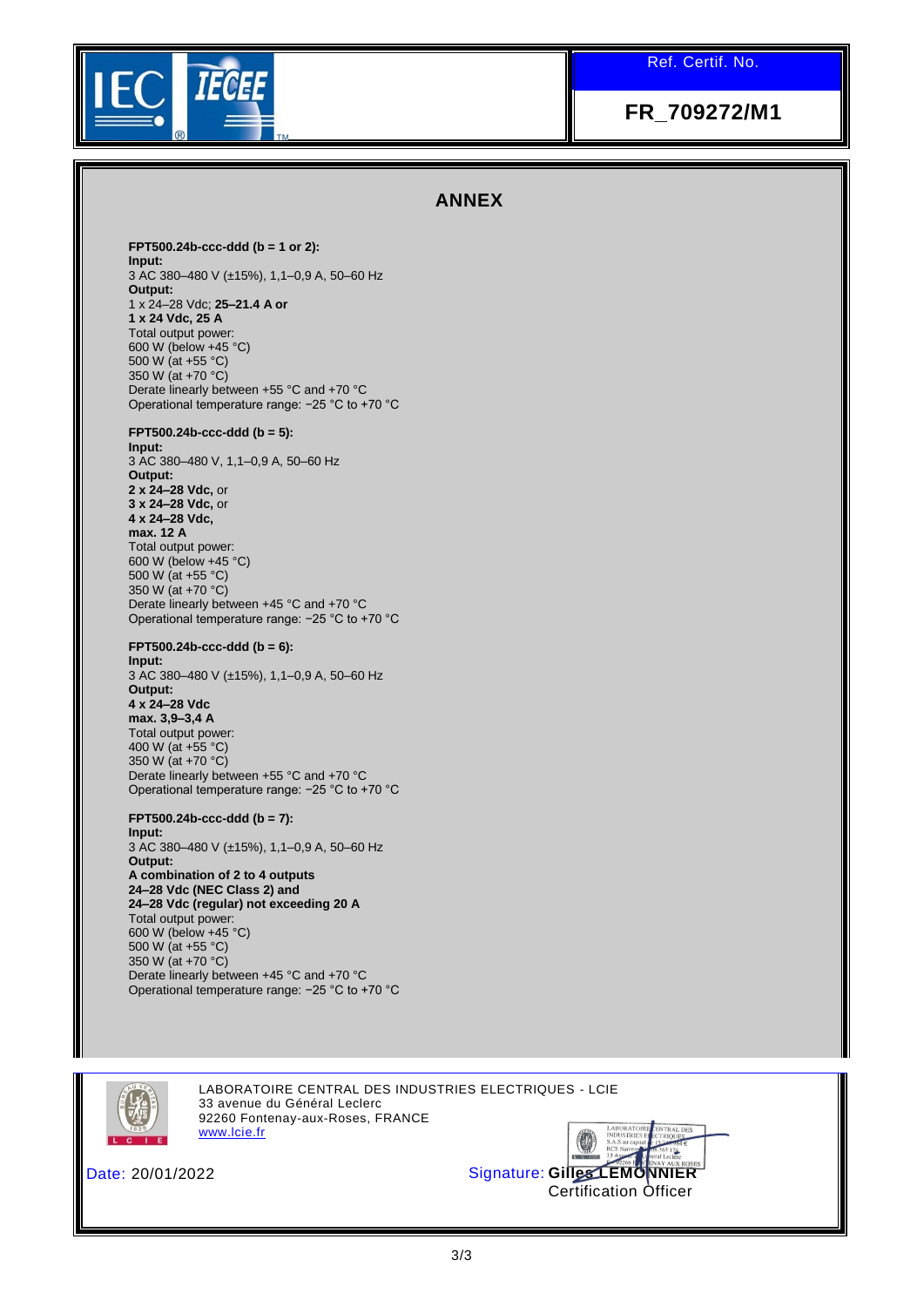Ref. Certif. No.

**FR_709272/M1**

## ANNEX

**FPT500.24b-ccc-ddd (b = 1 or 2):**
**Input:**
3 AC 380–480 V (±15%), 1,1–0,9 A, 50–60 Hz
**Output:**
1 x 24–28 Vdc; **25–21.4 A or**
**1 x 24 Vdc, 25 A**
Total output power:
600 W (below +45 °C)
500 W (at +55 °C)
350 W (at +70 °C)
Derate linearly between +55 °C and +70 °C
Operational temperature range: −25 °C to +70 °C

**FPT500.24b-ccc-ddd (b = 5):**
**Input:**
3 AC 380–480 V, 1,1–0,9 A, 50–60 Hz
**Output:**
**2 x 24–28 Vdc,** or
**3 x 24–28 Vdc,** or
**4 x 24–28 Vdc,**
**max. 12 A**
Total output power:
600 W (below +45 °C)
500 W (at +55 °C)
350 W (at +70 °C)
Derate linearly between +45 °C and +70 °C
Operational temperature range: −25 °C to +70 °C

**FPT500.24b-ccc-ddd (b = 6):**
**Input:**
3 AC 380–480 V (±15%), 1,1–0,9 A, 50–60 Hz
**Output:**
**4 x 24–28 Vdc**
**max. 3,9–3,4 A**
Total output power:
400 W (at +55 °C)
350 W (at +70 °C)
Derate linearly between +55 °C and +70 °C
Operational temperature range: −25 °C to +70 °C

**FPT500.24b-ccc-ddd (b = 7):**
**Input:**
3 AC 380–480 V (±15%), 1,1–0,9 A, 50–60 Hz
**Output:**
**A combination of 2 to 4 outputs**
**24–28 Vdc (NEC Class 2) and**
**24–28 Vdc (regular) not exceeding 20 A**
Total output power:
600 W (below +45 °C)
500 W (at +55 °C)
350 W (at +70 °C)
Derate linearly between +45 °C and +70 °C
Operational temperature range: −25 °C to +70 °C

LABORATOIRE CENTRAL DES INDUSTRIES ELECTRIQUES - LCIE
33 avenue du Général Leclerc
92260 Fontenay-aux-Roses, FRANCE
www.lcie.fr

Date: 20/01/2022

Signature: **Gilles LEMONNIER**
Certification Officer